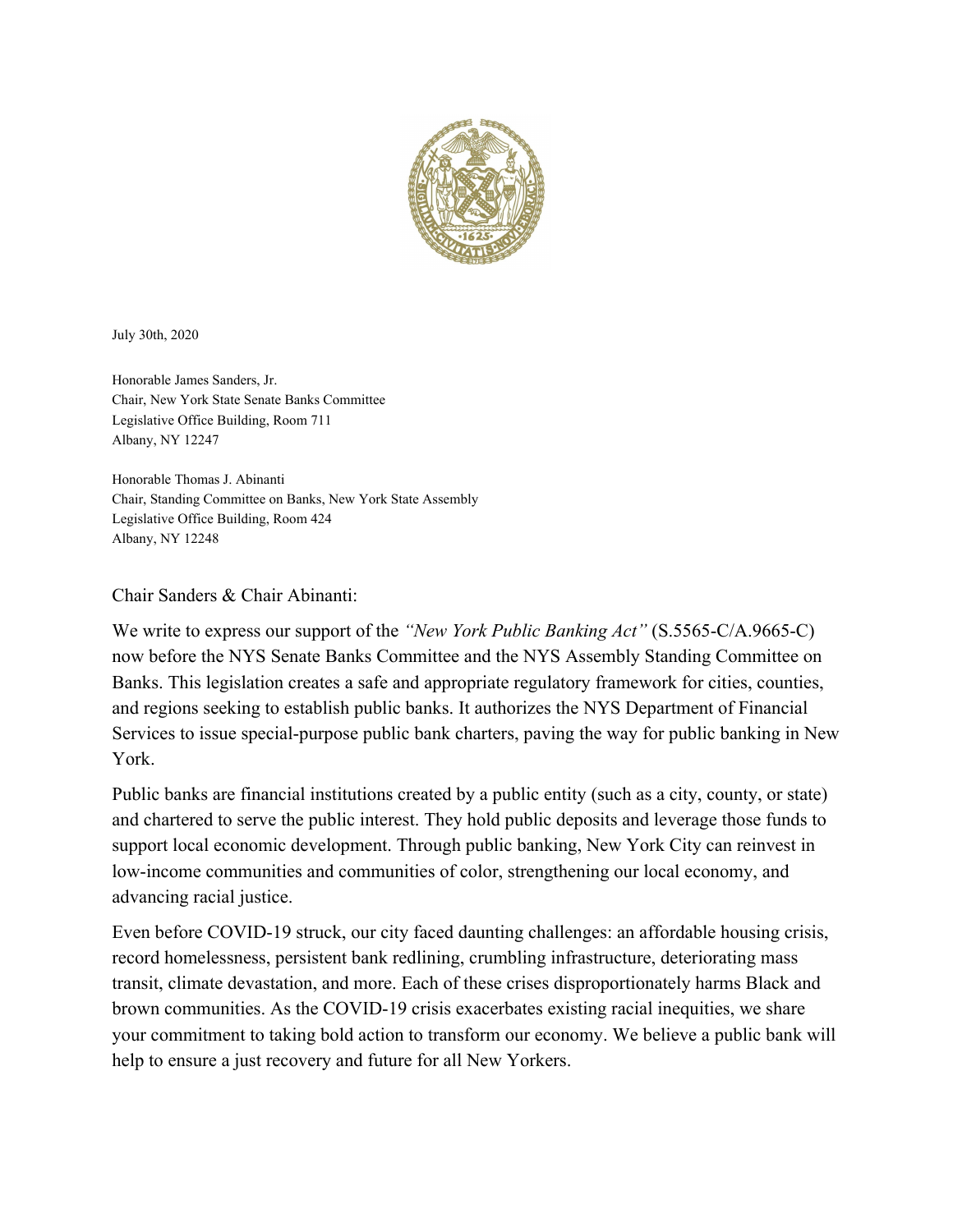July 30th, 2020

Honorable James Sanders, Jr.
Chair, New York State Senate Banks Committee
Legislative Office Building, Room 711
Albany, NY 12247

Honorable Thomas J. Abinanti
Chair, Standing Committee on Banks, New York State Assembly
Legislative Office Building, Room 424
Albany, NY 12248

Chair Sanders & Chair Abinanti:

We write to express our support of the *"New York Public Banking Act"* (S.5565-C/A.9665-C) now before the NYS Senate Banks Committee and the NYS Assembly Standing Committee on Banks. This legislation creates a safe and appropriate regulatory framework for cities, counties, and regions seeking to establish public banks. It authorizes the NYS Department of Financial Services to issue special-purpose public bank charters, paving the way for public banking in New York.

Public banks are financial institutions created by a public entity (such as a city, county, or state) and chartered to serve the public interest. They hold public deposits and leverage those funds to support local economic development. Through public banking, New York City can reinvest in low-income communities and communities of color, strengthening our local economy, and advancing racial justice.

Even before COVID-19 struck, our city faced daunting challenges: an affordable housing crisis, record homelessness, persistent bank redlining, crumbling infrastructure, deteriorating mass transit, climate devastation, and more. Each of these crises disproportionately harms Black and brown communities. As the COVID-19 crisis exacerbates existing racial inequities, we share your commitment to taking bold action to transform our economy. We believe a public bank will help to ensure a just recovery and future for all New Yorkers.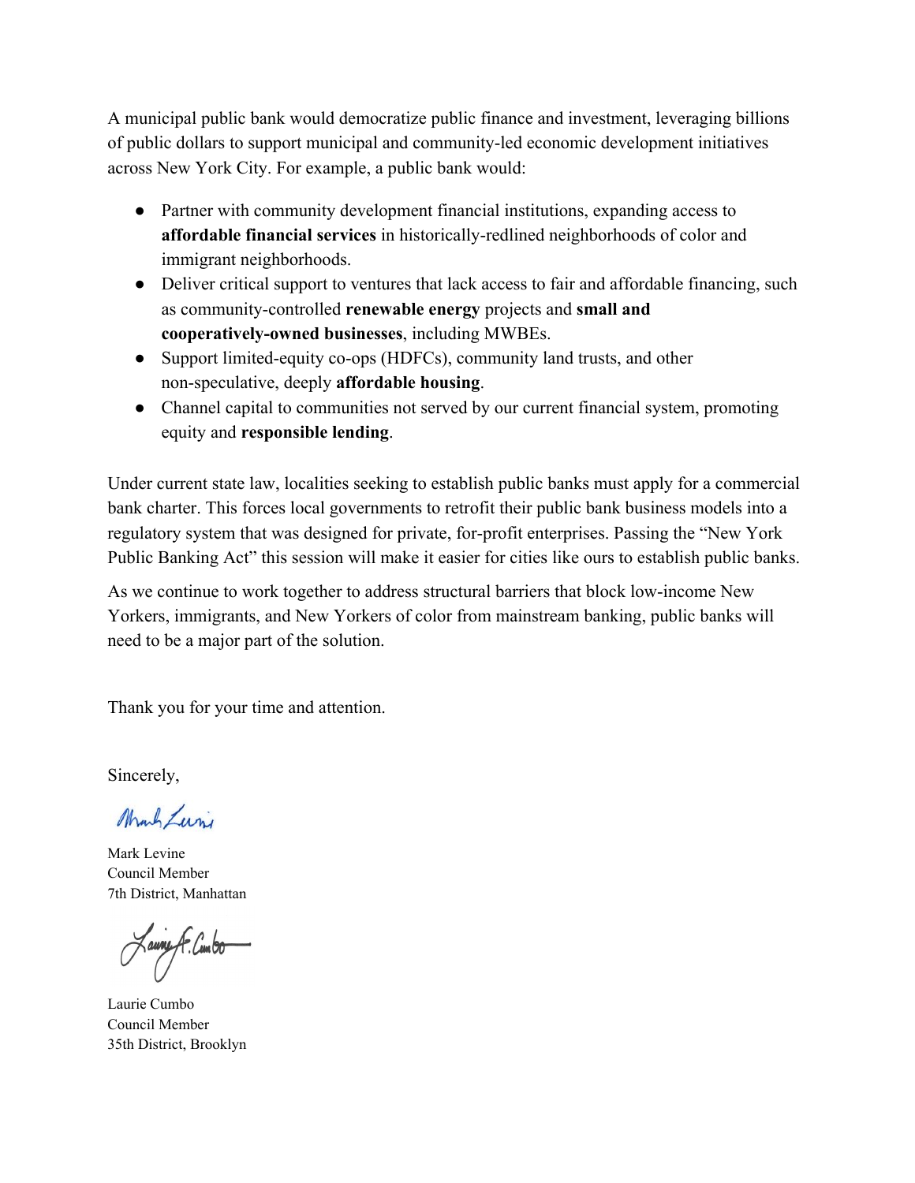A municipal public bank would democratize public finance and investment, leveraging billions of public dollars to support municipal and community-led economic development initiatives across New York City. For example, a public bank would:

- Partner with community development financial institutions, expanding access to **affordable financial services** in historically-redlined neighborhoods of color and immigrant neighborhoods.
- Deliver critical support to ventures that lack access to fair and affordable financing, such as community-controlled **renewable energy** projects and **small and cooperatively-owned businesses**, including MWBEs.
- Support limited-equity co-ops (HDFCs), community land trusts, and other non-speculative, deeply **affordable housing**.
- Channel capital to communities not served by our current financial system, promoting equity and **responsible lending**.

Under current state law, localities seeking to establish public banks must apply for a commercial bank charter. This forces local governments to retrofit their public bank business models into a regulatory system that was designed for private, for-profit enterprises. Passing the "New York Public Banking Act" this session will make it easier for cities like ours to establish public banks.

As we continue to work together to address structural barriers that block low-income New Yorkers, immigrants, and New Yorkers of color from mainstream banking, public banks will need to be a major part of the solution.

Thank you for your time and attention.

Sincerely,

Mark Levine
Council Member
7th District, Manhattan

Laurie Cumbo
Council Member
35th District, Brooklyn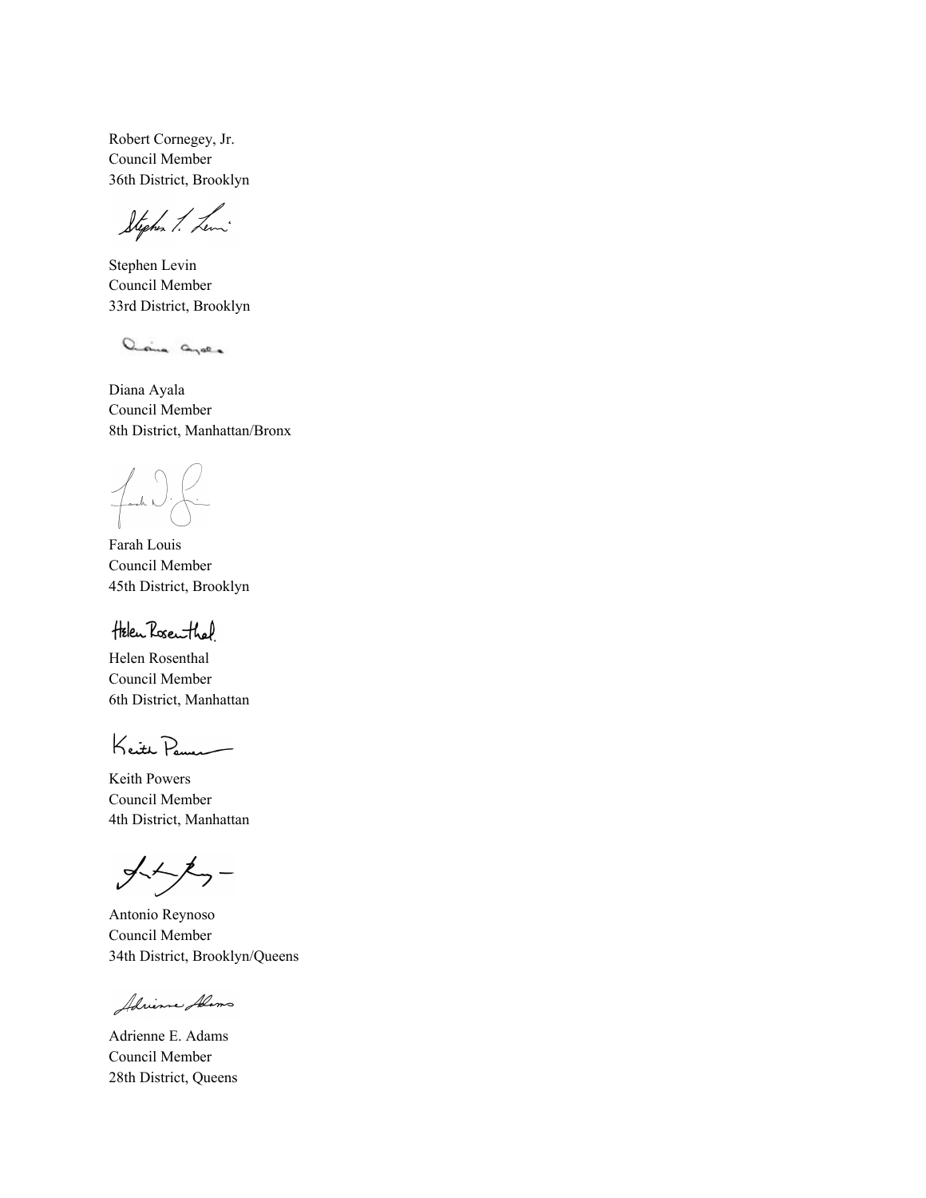Robert Cornegey, Jr.
Council Member
36th District, Brooklyn

Stephen Levin
Council Member
33rd District, Brooklyn

Diana Ayala
Council Member
8th District, Manhattan/Bronx

Farah Louis
Council Member
45th District, Brooklyn

Helen Rosenthal
Council Member
6th District, Manhattan

Keith Powers
Council Member
4th District, Manhattan

Antonio Reynoso
Council Member
34th District, Brooklyn/Queens

Adrienne E. Adams
Council Member
28th District, Queens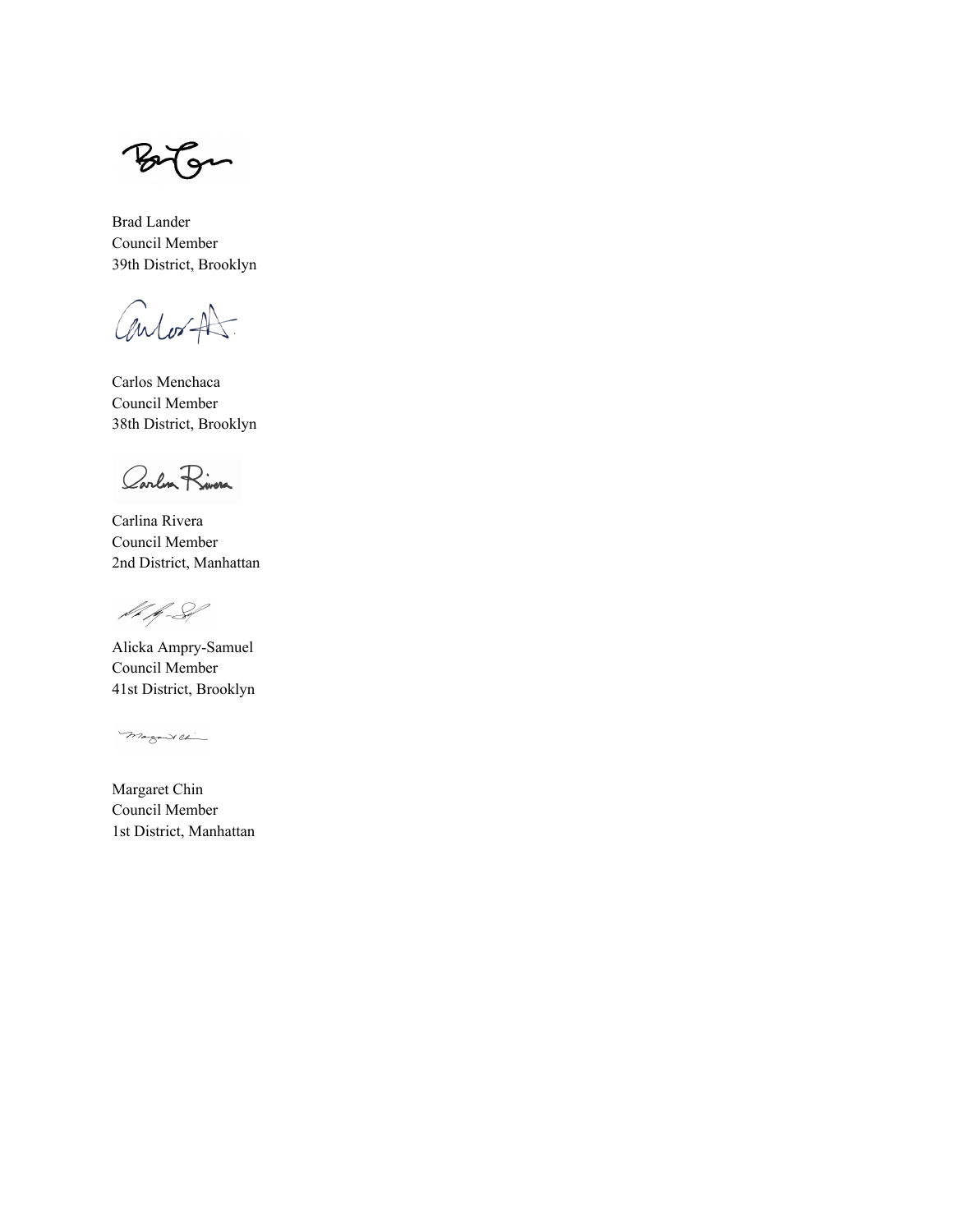Brad Lander
Council Member
39th District, Brooklyn

Carlos Menchaca
Council Member
38th District, Brooklyn

Carlina Rivera
Council Member
2nd District, Manhattan

Alicka Ampry-Samuel
Council Member
41st District, Brooklyn

Margaret Chin
Council Member
1st District, Manhattan